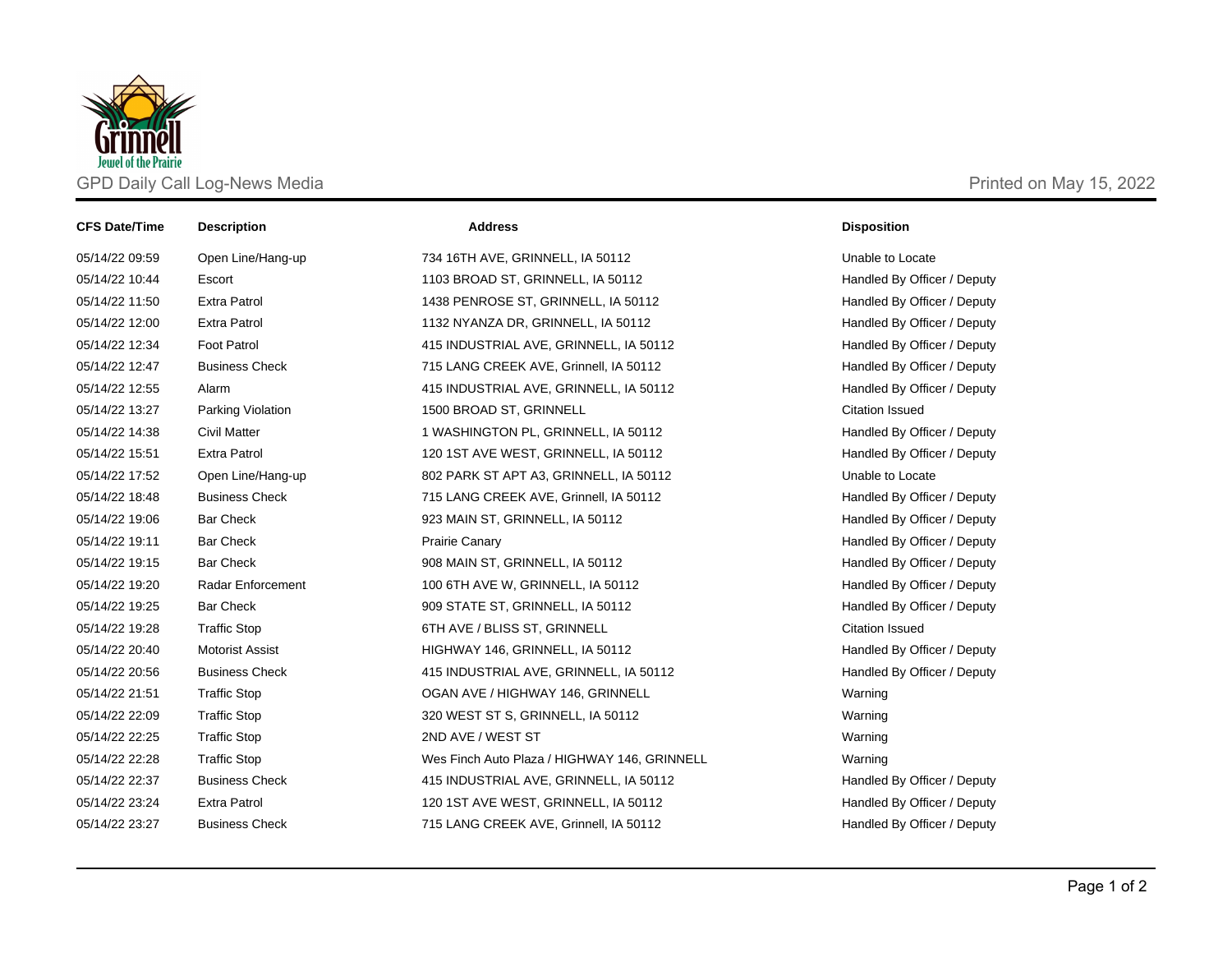Grinnell
Jewel of the Prairie

GPD Daily Call Log-News Media

Printed on May 15, 2022

| CFS Date/Time | Description | Address | Disposition |
| --- | --- | --- | --- |
| 05/14/22 09:59 | Open Line/Hang-up | 734 16TH AVE, GRINNELL, IA 50112 | Unable to Locate |
| 05/14/22 10:44 | Escort | 1103 BROAD ST, GRINNELL, IA 50112 | Handled By Officer / Deputy |
| 05/14/22 11:50 | Extra Patrol | 1438 PENROSE ST, GRINNELL, IA 50112 | Handled By Officer / Deputy |
| 05/14/22 12:00 | Extra Patrol | 1132 NYANZA DR, GRINNELL, IA 50112 | Handled By Officer / Deputy |
| 05/14/22 12:34 | Foot Patrol | 415 INDUSTRIAL AVE, GRINNELL, IA 50112 | Handled By Officer / Deputy |
| 05/14/22 12:47 | Business Check | 715 LANG CREEK AVE, Grinnell, IA 50112 | Handled By Officer / Deputy |
| 05/14/22 12:55 | Alarm | 415 INDUSTRIAL AVE, GRINNELL, IA 50112 | Handled By Officer / Deputy |
| 05/14/22 13:27 | Parking Violation | 1500 BROAD ST, GRINNELL | Citation Issued |
| 05/14/22 14:38 | Civil Matter | 1 WASHINGTON PL, GRINNELL, IA 50112 | Handled By Officer / Deputy |
| 05/14/22 15:51 | Extra Patrol | 120 1ST AVE WEST, GRINNELL, IA 50112 | Handled By Officer / Deputy |
| 05/14/22 17:52 | Open Line/Hang-up | 802 PARK ST APT A3, GRINNELL, IA 50112 | Unable to Locate |
| 05/14/22 18:48 | Business Check | 715 LANG CREEK AVE, Grinnell, IA 50112 | Handled By Officer / Deputy |
| 05/14/22 19:06 | Bar Check | 923 MAIN ST, GRINNELL, IA 50112 | Handled By Officer / Deputy |
| 05/14/22 19:11 | Bar Check | Prairie Canary | Handled By Officer / Deputy |
| 05/14/22 19:15 | Bar Check | 908 MAIN ST, GRINNELL, IA 50112 | Handled By Officer / Deputy |
| 05/14/22 19:20 | Radar Enforcement | 100 6TH AVE W, GRINNELL, IA 50112 | Handled By Officer / Deputy |
| 05/14/22 19:25 | Bar Check | 909 STATE ST, GRINNELL, IA 50112 | Handled By Officer / Deputy |
| 05/14/22 19:28 | Traffic Stop | 6TH AVE / BLISS ST, GRINNELL | Citation Issued |
| 05/14/22 20:40 | Motorist Assist | HIGHWAY 146, GRINNELL, IA 50112 | Handled By Officer / Deputy |
| 05/14/22 20:56 | Business Check | 415 INDUSTRIAL AVE, GRINNELL, IA 50112 | Handled By Officer / Deputy |
| 05/14/22 21:51 | Traffic Stop | OGAN AVE / HIGHWAY 146, GRINNELL | Warning |
| 05/14/22 22:09 | Traffic Stop | 320 WEST ST S, GRINNELL, IA 50112 | Warning |
| 05/14/22 22:25 | Traffic Stop | 2ND AVE / WEST ST | Warning |
| 05/14/22 22:28 | Traffic Stop | Wes Finch Auto Plaza / HIGHWAY 146, GRINNELL | Warning |
| 05/14/22 22:37 | Business Check | 415 INDUSTRIAL AVE, GRINNELL, IA 50112 | Handled By Officer / Deputy |
| 05/14/22 23:24 | Extra Patrol | 120 1ST AVE WEST, GRINNELL, IA 50112 | Handled By Officer / Deputy |
| 05/14/22 23:27 | Business Check | 715 LANG CREEK AVE, Grinnell, IA 50112 | Handled By Officer / Deputy |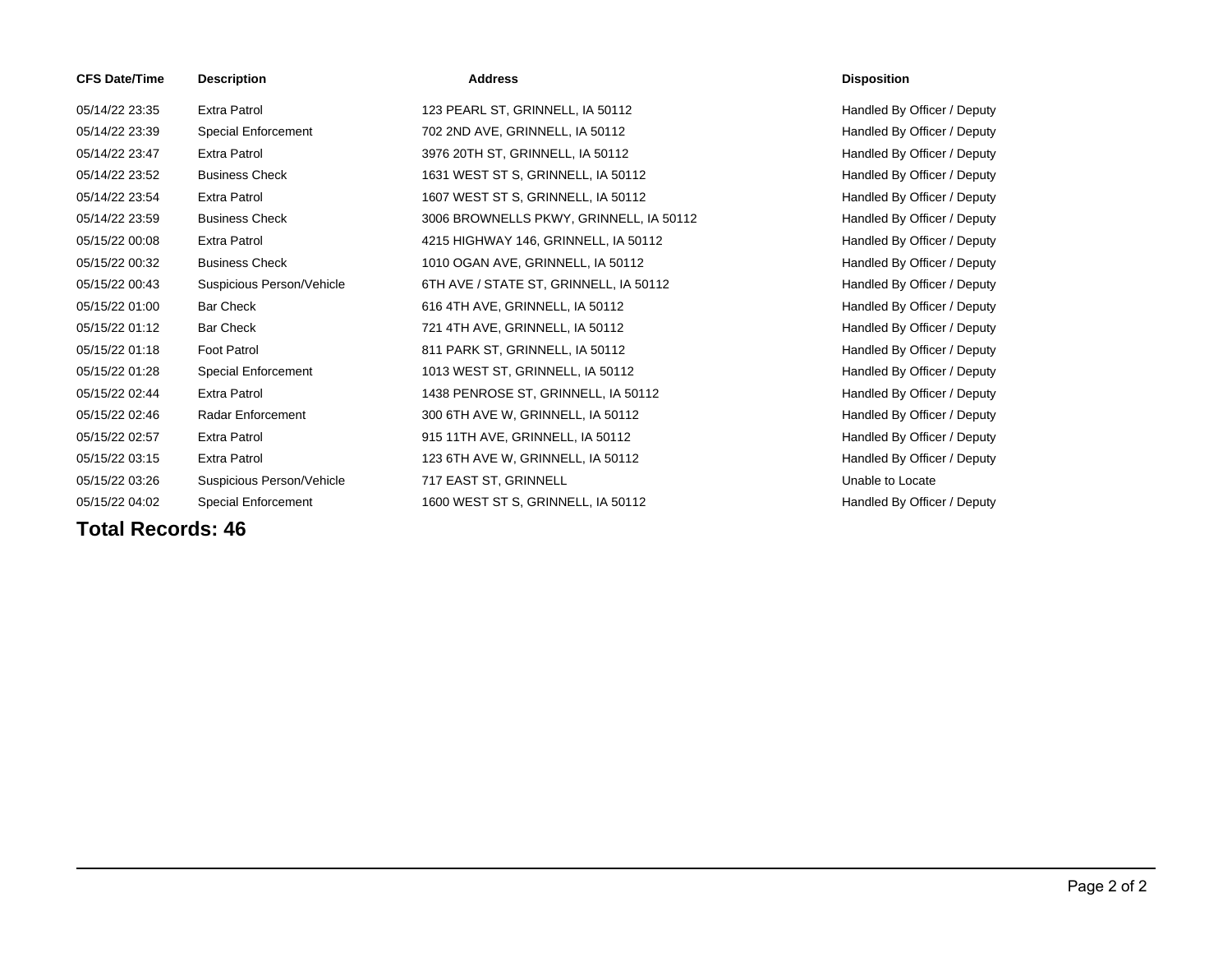| CFS Date/Time | Description | Address | Disposition |
| --- | --- | --- | --- |
| 05/14/22 23:35 | Extra Patrol | 123 PEARL ST, GRINNELL, IA 50112 | Handled By Officer / Deputy |
| 05/14/22 23:39 | Special Enforcement | 702 2ND AVE, GRINNELL, IA 50112 | Handled By Officer / Deputy |
| 05/14/22 23:47 | Extra Patrol | 3976 20TH ST, GRINNELL, IA 50112 | Handled By Officer / Deputy |
| 05/14/22 23:52 | Business Check | 1631 WEST ST S, GRINNELL, IA 50112 | Handled By Officer / Deputy |
| 05/14/22 23:54 | Extra Patrol | 1607 WEST ST S, GRINNELL, IA 50112 | Handled By Officer / Deputy |
| 05/14/22 23:59 | Business Check | 3006 BROWNELLS PKWY, GRINNELL, IA 50112 | Handled By Officer / Deputy |
| 05/15/22 00:08 | Extra Patrol | 4215 HIGHWAY 146, GRINNELL, IA 50112 | Handled By Officer / Deputy |
| 05/15/22 00:32 | Business Check | 1010 OGAN AVE, GRINNELL, IA 50112 | Handled By Officer / Deputy |
| 05/15/22 00:43 | Suspicious Person/Vehicle | 6TH AVE / STATE ST, GRINNELL, IA 50112 | Handled By Officer / Deputy |
| 05/15/22 01:00 | Bar Check | 616 4TH AVE, GRINNELL, IA 50112 | Handled By Officer / Deputy |
| 05/15/22 01:12 | Bar Check | 721 4TH AVE, GRINNELL, IA 50112 | Handled By Officer / Deputy |
| 05/15/22 01:18 | Foot Patrol | 811 PARK ST, GRINNELL, IA 50112 | Handled By Officer / Deputy |
| 05/15/22 01:28 | Special Enforcement | 1013 WEST ST, GRINNELL, IA 50112 | Handled By Officer / Deputy |
| 05/15/22 02:44 | Extra Patrol | 1438 PENROSE ST, GRINNELL, IA 50112 | Handled By Officer / Deputy |
| 05/15/22 02:46 | Radar Enforcement | 300 6TH AVE W, GRINNELL, IA 50112 | Handled By Officer / Deputy |
| 05/15/22 02:57 | Extra Patrol | 915 11TH AVE, GRINNELL, IA 50112 | Handled By Officer / Deputy |
| 05/15/22 03:15 | Extra Patrol | 123 6TH AVE W, GRINNELL, IA 50112 | Handled By Officer / Deputy |
| 05/15/22 03:26 | Suspicious Person/Vehicle | 717 EAST ST, GRINNELL | Unable to Locate |
| 05/15/22 04:02 | Special Enforcement | 1600 WEST ST S, GRINNELL, IA 50112 | Handled By Officer / Deputy |

**Total Records: 46**